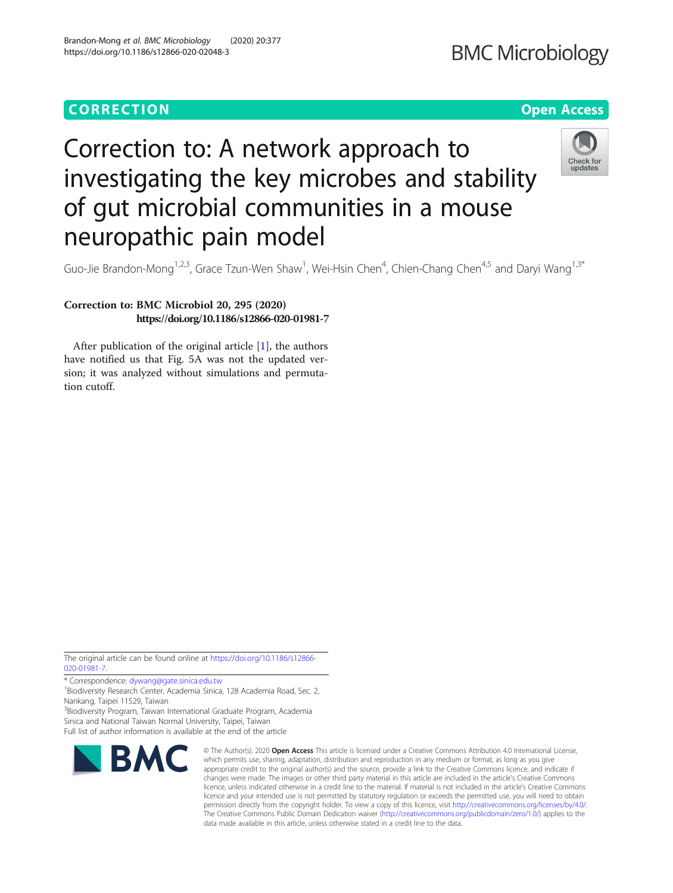CORRECTION

Open Access

# Correction to: A network approach to investigating the key microbes and stability of gut microbial communities in a mouse neuropathic pain model

Guo-Jie Brandon-Mong[1,2,3], Grace Tzun-Wen Shaw[1], Wei-Hsin Chen[4], Chien-Chang Chen[4,5] and Daryi Wang[1,3*]

**Correction to: BMC Microbiol 20, 295 (2020)**
**https://doi.org/10.1186/s12866-020-01981-7**

After publication of the original article [1], the authors have notified us that Fig. 5A was not the updated version; it was analyzed without simulations and permutation cutoff.

The original article can be found online at https://doi.org/10.1186/s12866-020-01981-7.

* Correspondence: dywang@gate.sinica.edu.tw
[1]Biodiversity Research Center, Academia Sinica, 128 Academia Road, Sec. 2, Nankang, Taipei 11529, Taiwan
[3]Biodiversity Program, Taiwan International Graduate Program, Academia Sinica and National Taiwan Normal University, Taipei, Taiwan
Full list of author information is available at the end of the article

© The Author(s). 2020 **Open Access** This article is licensed under a Creative Commons Attribution 4.0 International License, which permits use, sharing, adaptation, distribution and reproduction in any medium or format, as long as you give appropriate credit to the original author(s) and the source, provide a link to the Creative Commons licence, and indicate if changes were made. The images or other third party material in this article are included in the article's Creative Commons licence, unless indicated otherwise in a credit line to the material. If material is not included in the article's Creative Commons licence and your intended use is not permitted by statutory regulation or exceeds the permitted use, you will need to obtain permission directly from the copyright holder. To view a copy of this licence, visit http://creativecommons.org/licenses/by/4.0/. The Creative Commons Public Domain Dedication waiver (http://creativecommons.org/publicdomain/zero/1.0/) applies to the data made available in this article, unless otherwise stated in a credit line to the data.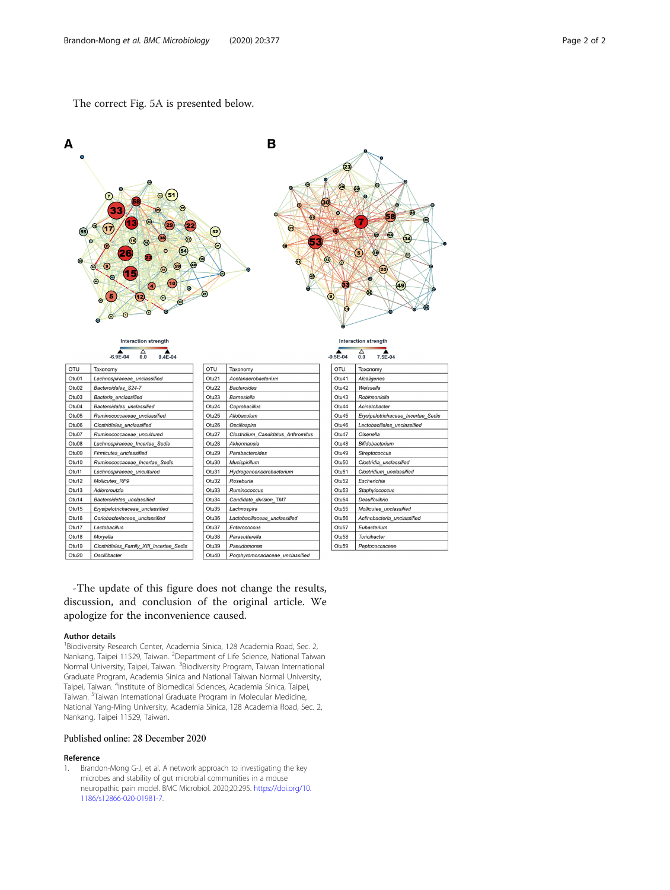The correct Fig. 5A is presented below.

A

B

Interaction strength

-6.9E-04 0.0 9.4E-04

Interaction strength

-9.5E-04 0.0 7.5E-04

| OTU | Taxonomy |
|---|---|
| Otu01 | *Lachnospiraceae_unclassified* |
| Otu02 | *Bacteroidales_S24-7* |
| Otu03 | *Bacteria_unclassified* |
| Otu04 | *Bacteroidales_unclassified* |
| Otu05 | *Ruminococcaceae_unclassified* |
| Otu06 | *Clostridiales_unclassified* |
| Otu07 | *Ruminococcaceae_uncultured* |
| Otu08 | *Lachnospiraceae_Incertae_Sedis* |
| Otu09 | *Firmicutes_unclassified* |
| Otu10 | *Ruminococcaceae_Incertae_Sedis* |
| Otu11 | *Lachnospiraceae_uncultured* |
| Otu12 | *Mollicutes_RF9* |
| Otu13 | *Adlercreutzia* |
| Otu14 | *Bacteroidetes_unclassified* |
| Otu15 | *Erysipelotrichaceae_unclassified* |
| Otu16 | *Coriobacteriaceae_unclassified* |
| Otu17 | *Lactobacillus* |
| Otu18 | *Moryella* |
| Otu19 | *Clostridiales_Family_XIII_Incertae_Sedis* |
| Otu20 | *Oscillibacter* |

| OTU | Taxonomy |
|---|---|
| Otu21 | *Acetanaerobacterium* |
| Otu22 | *Bacteroides* |
| Otu23 | *Barnesiella* |
| Otu24 | *Coprobacillus* |
| Otu25 | *Allobaculum* |
| Otu26 | *Oscillospira* |
| Otu27 | *Clostridium_Candidatus_Arthromitus* |
| Otu28 | *Akkermansia* |
| Otu29 | *Parabacteroides* |
| Otu30 | *Mucispirillum* |
| Otu31 | *Hydrogenoanaerobacterium* |
| Otu32 | *Roseburia* |
| Otu33 | *Ruminococcus* |
| Otu34 | *Candidate_division_TM7* |
| Otu35 | *Lachnospira* |
| Otu36 | *Lactobacillaceae_unclassified* |
| Otu37 | *Enterococcus* |
| Otu38 | *Parasutterella* |
| Otu39 | *Pseudomonas* |
| Otu40 | *Porphyromonadaceae_unclassified* |

| OTU | Taxonomy |
|---|---|
| Otu41 | *Alcaligenes* |
| Otu42 | *Weissella* |
| Otu43 | *Robinsoniella* |
| Otu44 | *Acinetobacter* |
| Otu45 | *Erysipelotrichaceae_Incertae_Sedis* |
| Otu46 | *Lactobacillales_unclassified* |
| Otu47 | *Olsenella* |
| Otu48 | *Bifidobacterium* |
| Otu49 | *Streptococcus* |
| Otu50 | *Clostridia_unclassified* |
| Otu51 | *Clostridium_unclassified* |
| Otu52 | *Escherichia* |
| Otu53 | *Staphylococcus* |
| Otu54 | *Desulfovibrio* |
| Otu55 | *Mollicutes_unclassified* |
| Otu56 | *Actinobacteria_unclassified* |
| Otu57 | *Eubacterium* |
| Otu58 | *Turicibacter* |
| Otu59 | *Peptococcaceae* |

-The update of this figure does not change the results, discussion, and conclusion of the original article. We apologize for the inconvenience caused.

### Author details

[1]Biodiversity Research Center, Academia Sinica, 128 Academia Road, Sec. 2, Nankang, Taipei 11529, Taiwan. [2]Department of Life Science, National Taiwan Normal University, Taipei, Taiwan. [3]Biodiversity Program, Taiwan International Graduate Program, Academia Sinica and National Taiwan Normal University, Taipei, Taiwan. [4]Institute of Biomedical Sciences, Academia Sinica, Taipei, Taiwan. [5]Taiwan International Graduate Program in Molecular Medicine, National Yang-Ming University, Academia Sinica, 128 Academia Road, Sec. 2, Nankang, Taipei 11529, Taiwan.

Published online: 28 December 2020

### Reference

1. Brandon-Mong G-J, et al. A network approach to investigating the key microbes and stability of gut microbial communities in a mouse neuropathic pain model. BMC Microbiol. 2020;20:295. https://doi.org/10.1186/s12866-020-01981-7.